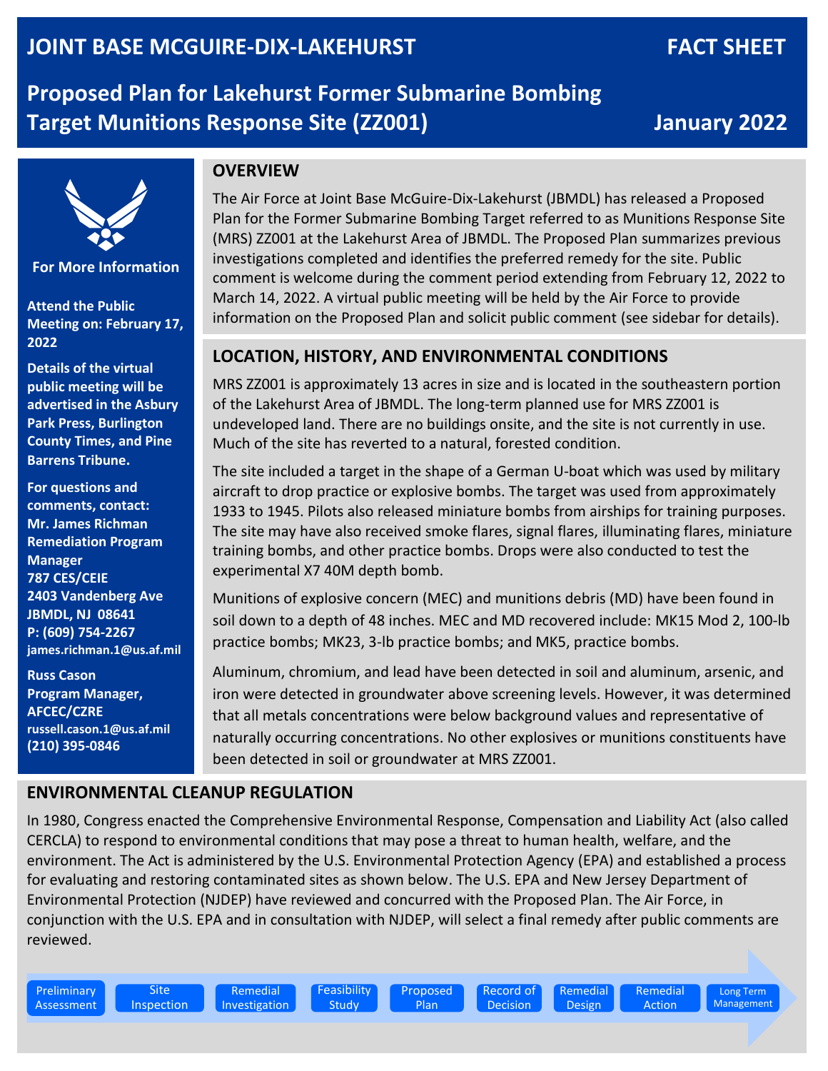# JOINT BASE MCGUIRE-DIX-LAKEHURST — FACT SHEET

## Proposed Plan for Lakehurst Former Submarine Bombing Target Munitions Response Site (ZZ001)

**January 2022**

## OVERVIEW

The Air Force at Joint Base McGuire-Dix-Lakehurst (JBMDL) has released a Proposed Plan for the Former Submarine Bombing Target referred to as Munitions Response Site (MRS) ZZ001 at the Lakehurst Area of JBMDL. The Proposed Plan summarizes previous investigations completed and identifies the preferred remedy for the site. Public comment is welcome during the comment period extending from February 12, 2022 to March 14, 2022. A virtual public meeting will be held by the Air Force to provide information on the Proposed Plan and solicit public comment (see sidebar for details).

## LOCATION, HISTORY, AND ENVIRONMENTAL CONDITIONS

MRS ZZ001 is approximately 13 acres in size and is located in the southeastern portion of the Lakehurst Area of JBMDL. The long-term planned use for MRS ZZ001 is undeveloped land. There are no buildings onsite, and the site is not currently in use. Much of the site has reverted to a natural, forested condition.

The site included a target in the shape of a German U-boat which was used by military aircraft to drop practice or explosive bombs. The target was used from approximately 1933 to 1945. Pilots also released miniature bombs from airships for training purposes. The site may have also received smoke flares, signal flares, illuminating flares, miniature training bombs, and other practice bombs. Drops were also conducted to test the experimental X7 40M depth bomb.

Munitions of explosive concern (MEC) and munitions debris (MD) have been found in soil down to a depth of 48 inches. MEC and MD recovered include: MK15 Mod 2, 100-lb practice bombs; MK23, 3-lb practice bombs; and MK5, practice bombs.

Aluminum, chromium, and lead have been detected in soil and aluminum, arsenic, and iron were detected in groundwater above screening levels. However, it was determined that all metals concentrations were below background values and representative of naturally occurring concentrations. No other explosives or munitions constituents have been detected in soil or groundwater at MRS ZZ001.

### For More Information

**Attend the Public Meeting on: February 17, 2022**

**Details of the virtual public meeting will be advertised in the Asbury Park Press, Burlington County Times, and Pine Barrens Tribune.**

**For questions and comments, contact:**
**Mr. James Richman**
**Remediation Program Manager**
**787 CES/CEIE**
**2403 Vandenberg Ave**
**JBMDL, NJ 08641**
**P: (609) 754-2267**
**james.richman.1@us.af.mil**

**Russ Cason**
**Program Manager, AFCEC/CZRE**
**russell.cason.1@us.af.mil**
**(210) 395-0846**

## ENVIRONMENTAL CLEANUP REGULATION

In 1980, Congress enacted the Comprehensive Environmental Response, Compensation and Liability Act (also called CERCLA) to respond to environmental conditions that may pose a threat to human health, welfare, and the environment. The Act is administered by the U.S. Environmental Protection Agency (EPA) and established a process for evaluating and restoring contaminated sites as shown below. The U.S. EPA and New Jersey Department of Environmental Protection (NJDEP) have reviewed and concurred with the Proposed Plan. The Air Force, in conjunction with the U.S. EPA and in consultation with NJDEP, will select a final remedy after public comments are reviewed.

Preliminary Assessment → Site Inspection → Remedial Investigation → Feasibility Study → Proposed Plan → Record of Decision → Remedial Design → Remedial Action → Long Term Management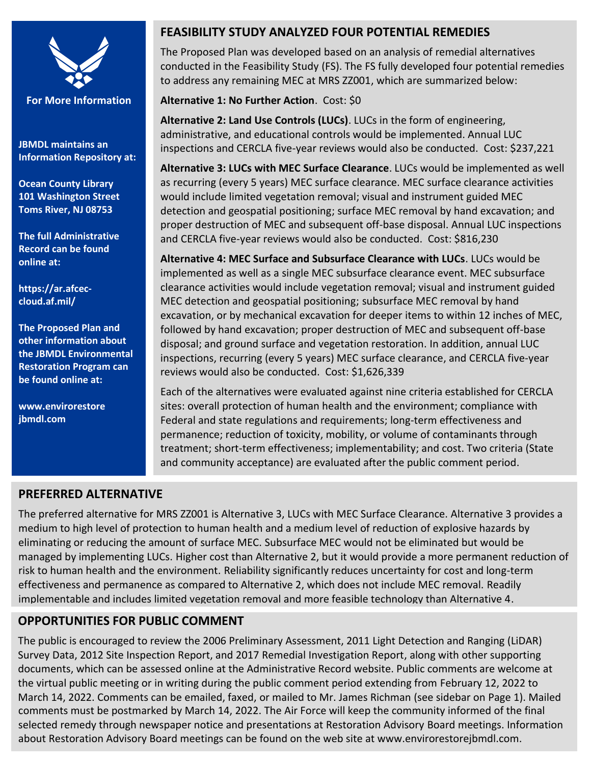## FEASIBILITY STUDY ANALYZED FOUR POTENTIAL REMEDIES

The Proposed Plan was developed based on an analysis of remedial alternatives conducted in the Feasibility Study (FS). The FS fully developed four potential remedies to address any remaining MEC at MRS ZZ001, which are summarized below:

**Alternative 1: No Further Action**. Cost: $0

**Alternative 2: Land Use Controls (LUCs)**. LUCs in the form of engineering, administrative, and educational controls would be implemented. Annual LUC inspections and CERCLA five-year reviews would also be conducted. Cost: $237,221

**Alternative 3: LUCs with MEC Surface Clearance**. LUCs would be implemented as well as recurring (every 5 years) MEC surface clearance. MEC surface clearance activities would include limited vegetation removal; visual and instrument guided MEC detection and geospatial positioning; surface MEC removal by hand excavation; and proper destruction of MEC and subsequent off-base disposal. Annual LUC inspections and CERCLA five-year reviews would also be conducted. Cost: $816,230

**Alternative 4: MEC Surface and Subsurface Clearance with LUCs**. LUCs would be implemented as well as a single MEC subsurface clearance event. MEC subsurface clearance activities would include vegetation removal; visual and instrument guided MEC detection and geospatial positioning; subsurface MEC removal by hand excavation, or by mechanical excavation for deeper items to within 12 inches of MEC, followed by hand excavation; proper destruction of MEC and subsequent off-base disposal; and ground surface and vegetation restoration. In addition, annual LUC inspections, recurring (every 5 years) MEC surface clearance, and CERCLA five-year reviews would also be conducted. Cost: $1,626,339

Each of the alternatives were evaluated against nine criteria established for CERCLA sites: overall protection of human health and the environment; compliance with Federal and state regulations and requirements; long-term effectiveness and permanence; reduction of toxicity, mobility, or volume of contaminants through treatment; short-term effectiveness; implementability; and cost. Two criteria (State and community acceptance) are evaluated after the public comment period.

**For More Information**

**JBMDL maintains an Information Repository at:**

**Ocean County Library**
**101 Washington Street**
**Toms River, NJ 08753**

**The full Administrative Record can be found online at:**

**https://ar.afcec-cloud.af.mil/**

**The Proposed Plan and other information about the JBMDL Environmental Restoration Program can be found online at:**

**www.envirorestore jbmdl.com**

## PREFERRED ALTERNATIVE

The preferred alternative for MRS ZZ001 is Alternative 3, LUCs with MEC Surface Clearance. Alternative 3 provides a medium to high level of protection to human health and a medium level of reduction of explosive hazards by eliminating or reducing the amount of surface MEC. Subsurface MEC would not be eliminated but would be managed by implementing LUCs. Higher cost than Alternative 2, but it would provide a more permanent reduction of risk to human health and the environment. Reliability significantly reduces uncertainty for cost and long-term effectiveness and permanence as compared to Alternative 2, which does not include MEC removal. Readily implementable and includes limited vegetation removal and more feasible technology than Alternative 4.

## OPPORTUNITIES FOR PUBLIC COMMENT

The public is encouraged to review the 2006 Preliminary Assessment, 2011 Light Detection and Ranging (LiDAR) Survey Data, 2012 Site Inspection Report, and 2017 Remedial Investigation Report, along with other supporting documents, which can be assessed online at the Administrative Record website. Public comments are welcome at the virtual public meeting or in writing during the public comment period extending from February 12, 2022 to March 14, 2022. Comments can be emailed, faxed, or mailed to Mr. James Richman (see sidebar on Page 1). Mailed comments must be postmarked by March 14, 2022. The Air Force will keep the community informed of the final selected remedy through newspaper notice and presentations at Restoration Advisory Board meetings. Information about Restoration Advisory Board meetings can be found on the web site at www.envirorestorejbmdl.com.